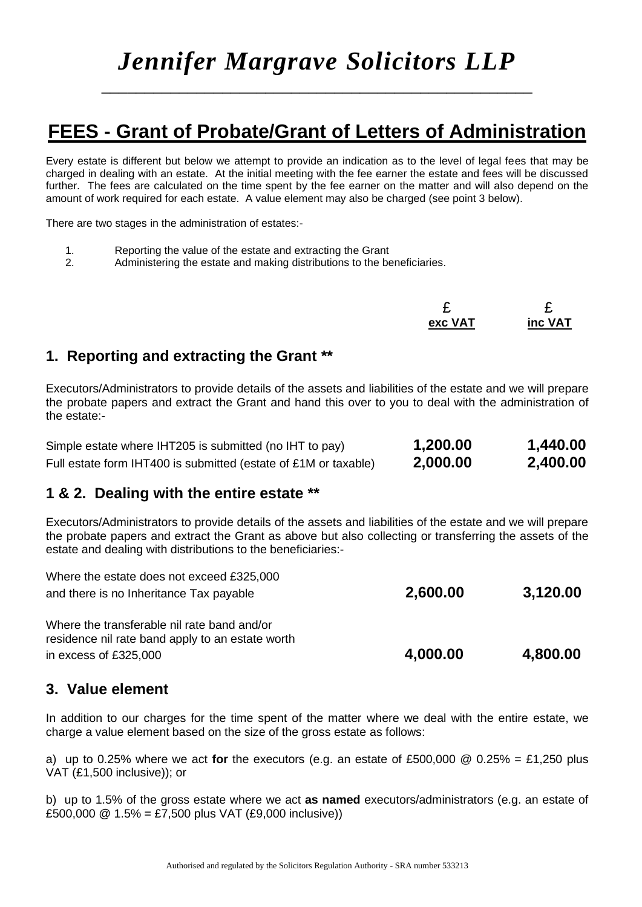# *Jennifer Margrave Solicitors LLP*

## FEES - Grant of Probate/Grant of Letters of Administration

Every estate is different but below we attempt to provide an indication as to the level of legal fees that may be charged in dealing with an estate. At the initial meeting with the fee earner the estate and fees will be discussed further. The fees are calculated on the time spent by the fee earner on the matter and will also depend on the amount of work required for each estate. A value element may also be charged (see point 3 below).

There are two stages in the administration of estates:-

1. Reporting the value of the estate and extracting the Grant
2. Administering the estate and making distributions to the beneficiaries.

| | £ exc VAT | £ inc VAT |
|---|---|---|

### 1. Reporting and extracting the Grant **

Executors/Administrators to provide details of the assets and liabilities of the estate and we will prepare the probate papers and extract the Grant and hand this over to you to deal with the administration of the estate:-

| | £ exc VAT | £ inc VAT |
|---|---|---|
| Simple estate where IHT205 is submitted (no IHT to pay) | **1,200.00** | **1,440.00** |
| Full estate form IHT400 is submitted (estate of £1M or taxable) | **2,000.00** | **2,400.00** |

### 1 & 2. Dealing with the entire estate **

Executors/Administrators to provide details of the assets and liabilities of the estate and we will prepare the probate papers and extract the Grant as above but also collecting or transferring the assets of the estate and dealing with distributions to the beneficiaries:-

| | £ exc VAT | £ inc VAT |
|---|---|---|
| Where the estate does not exceed £325,000 and there is no Inheritance Tax payable | **2,600.00** | **3,120.00** |
| Where the transferable nil rate band and/or residence nil rate band apply to an estate worth in excess of £325,000 | **4,000.00** | **4,800.00** |

### 3. Value element

In addition to our charges for the time spent of the matter where we deal with the entire estate, we charge a value element based on the size of the gross estate as follows:

a) up to 0.25% where we act **for** the executors (e.g. an estate of £500,000 @ 0.25% = £1,250 plus VAT (£1,500 inclusive)); or

b) up to 1.5% of the gross estate where we act **as named** executors/administrators (e.g. an estate of £500,000 @ 1.5% = £7,500 plus VAT (£9,000 inclusive))

Authorised and regulated by the Solicitors Regulation Authority - SRA number 533213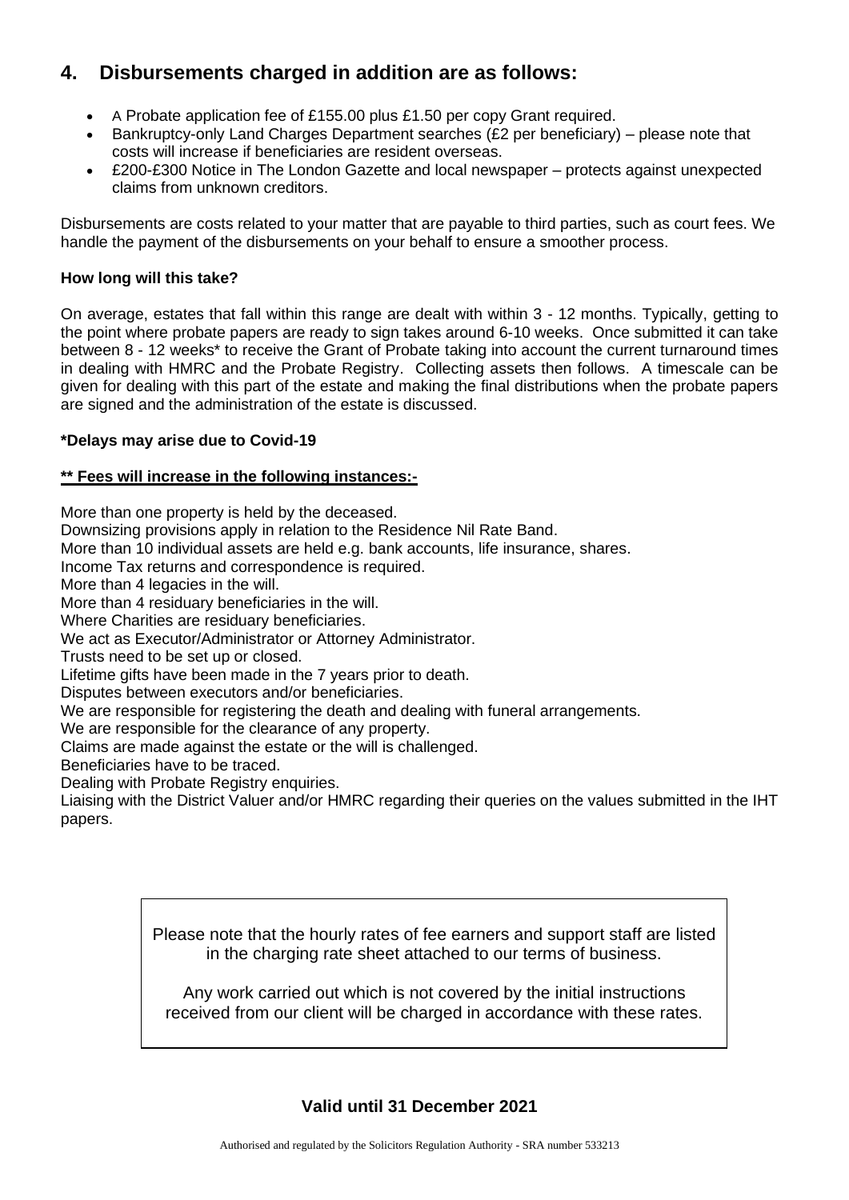## 4. Disbursements charged in addition are as follows:

- A Probate application fee of £155.00 plus £1.50 per copy Grant required.
- Bankruptcy-only Land Charges Department searches (£2 per beneficiary) – please note that costs will increase if beneficiaries are resident overseas.
- £200-£300 Notice in The London Gazette and local newspaper – protects against unexpected claims from unknown creditors.

Disbursements are costs related to your matter that are payable to third parties, such as court fees. We handle the payment of the disbursements on your behalf to ensure a smoother process.

**How long will this take?**

On average, estates that fall within this range are dealt with within 3 - 12 months. Typically, getting to the point where probate papers are ready to sign takes around 6-10 weeks. Once submitted it can take between 8 - 12 weeks* to receive the Grant of Probate taking into account the current turnaround times in dealing with HMRC and the Probate Registry. Collecting assets then follows. A timescale can be given for dealing with this part of the estate and making the final distributions when the probate papers are signed and the administration of the estate is discussed.

**\*Delays may arise due to Covid-19**

**<u>** Fees will increase in the following instances:-</u>**

More than one property is held by the deceased.
Downsizing provisions apply in relation to the Residence Nil Rate Band.
More than 10 individual assets are held e.g. bank accounts, life insurance, shares.
Income Tax returns and correspondence is required.
More than 4 legacies in the will.
More than 4 residuary beneficiaries in the will.
Where Charities are residuary beneficiaries.
We act as Executor/Administrator or Attorney Administrator.
Trusts need to be set up or closed.
Lifetime gifts have been made in the 7 years prior to death.
Disputes between executors and/or beneficiaries.
We are responsible for registering the death and dealing with funeral arrangements.
We are responsible for the clearance of any property.
Claims are made against the estate or the will is challenged.
Beneficiaries have to be traced.
Dealing with Probate Registry enquiries.
Liaising with the District Valuer and/or HMRC regarding their queries on the values submitted in the IHT papers.

Please note that the hourly rates of fee earners and support staff are listed in the charging rate sheet attached to our terms of business.

Any work carried out which is not covered by the initial instructions received from our client will be charged in accordance with these rates.

**Valid until 31 December 2021**

Authorised and regulated by the Solicitors Regulation Authority - SRA number 533213